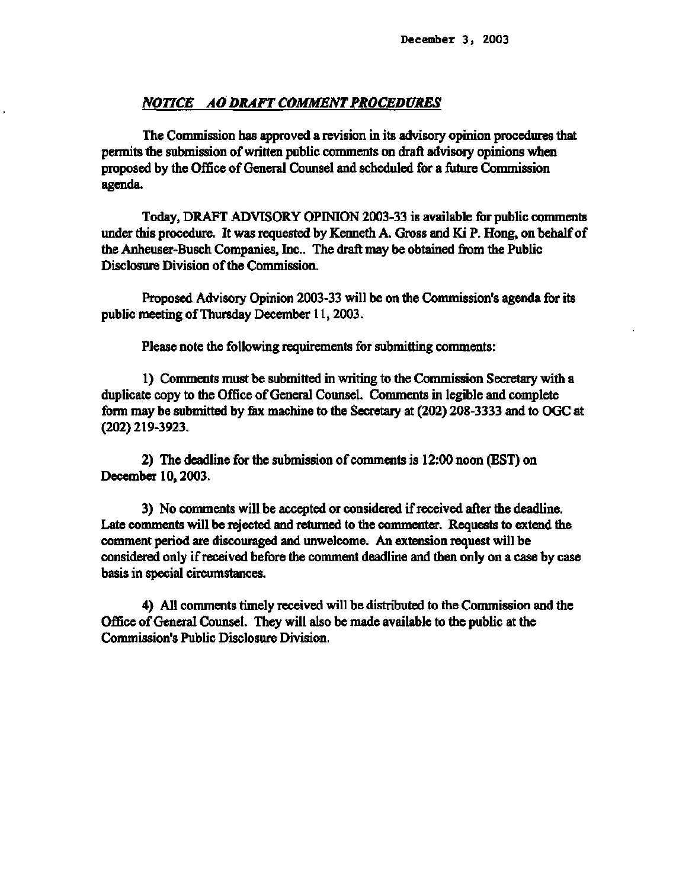December 3, 2003

***NOTICE AO DRAFT COMMENT PROCEDURES***

The Commission has approved a revision in its advisory opinion procedures that permits the submission of written public comments on draft advisory opinions when proposed by the Office of General Counsel and scheduled for a future Commission agenda.

Today, DRAFT ADVISORY OPINION 2003-33 is available for public comments under this procedure. It was requested by Kenneth A. Gross and Ki P. Hong, on behalf of the Anheuser-Busch Companies, Inc.. The draft may be obtained from the Public Disclosure Division of the Commission.

Proposed Advisory Opinion 2003-33 will be on the Commission's agenda for its public meeting of Thursday December 11, 2003.

Please note the following requirements for submitting comments:

1) Comments must be submitted in writing to the Commission Secretary with a duplicate copy to the Office of General Counsel. Comments in legible and complete form may be submitted by fax machine to the Secretary at (202) 208-3333 and to OGC at (202) 219-3923.

2) The deadline for the submission of comments is 12:00 noon (EST) on December 10, 2003.

3) No comments will be accepted or considered if received after the deadline. Late comments will be rejected and returned to the commenter. Requests to extend the comment period are discouraged and unwelcome. An extension request will be considered only if received before the comment deadline and then only on a case by case basis in special circumstances.

4) All comments timely received will be distributed to the Commission and the Office of General Counsel. They will also be made available to the public at the Commission's Public Disclosure Division.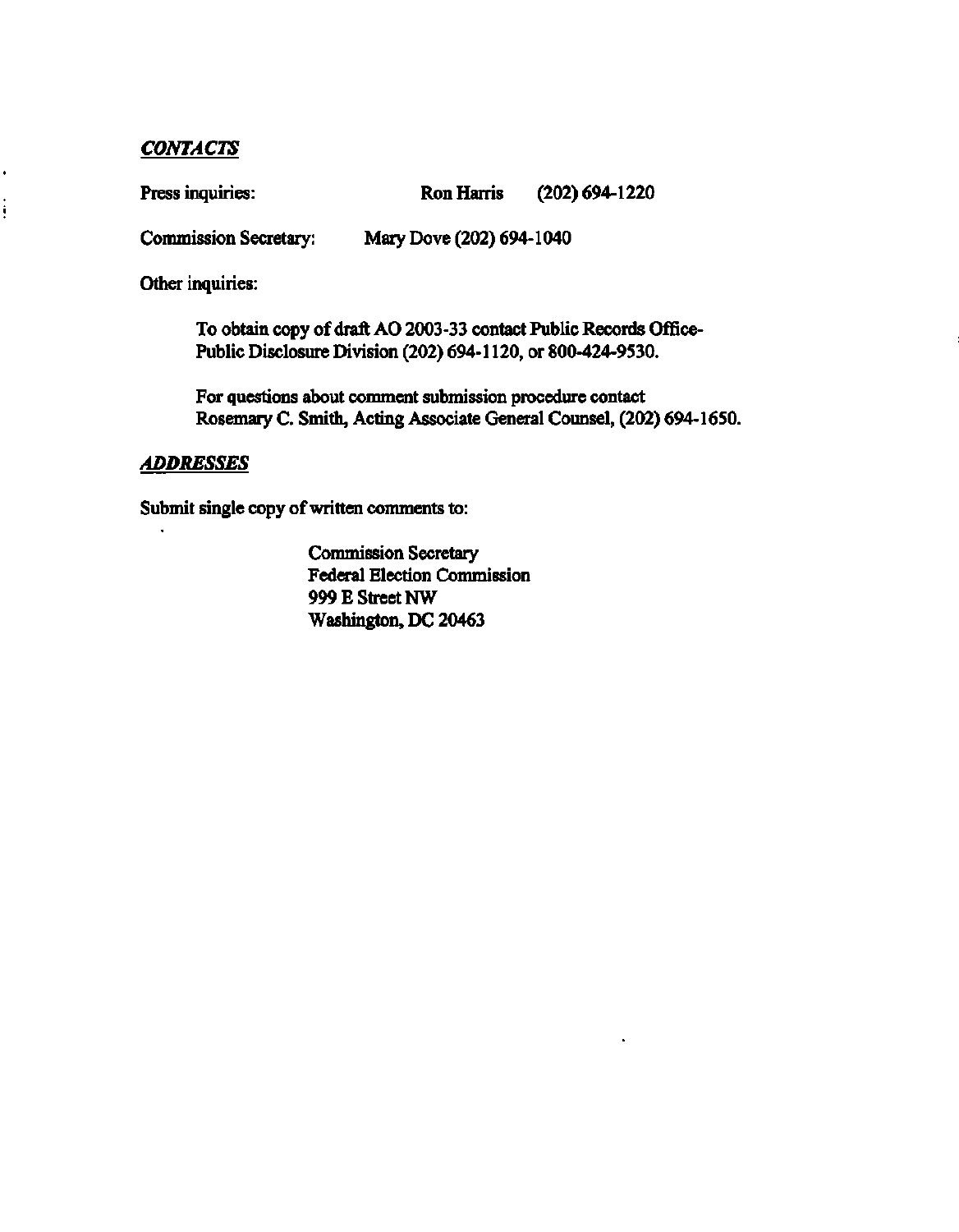### *CONTACTS*

Press inquiries: Ron Harris (202) 694-1220

Commission Secretary: Mary Dove (202) 694-1040

Other inquiries:

To obtain copy of draft AO 2003-33 contact Public Records Office-Public Disclosure Division (202) 694-1120, or 800-424-9530.

For questions about comment submission procedure contact Rosemary C. Smith, Acting Associate General Counsel, (202) 694-1650.

### *ADDRESSES*

Submit single copy of written comments to:

Commission Secretary
Federal Election Commission
999 E Street NW
Washington, DC 20463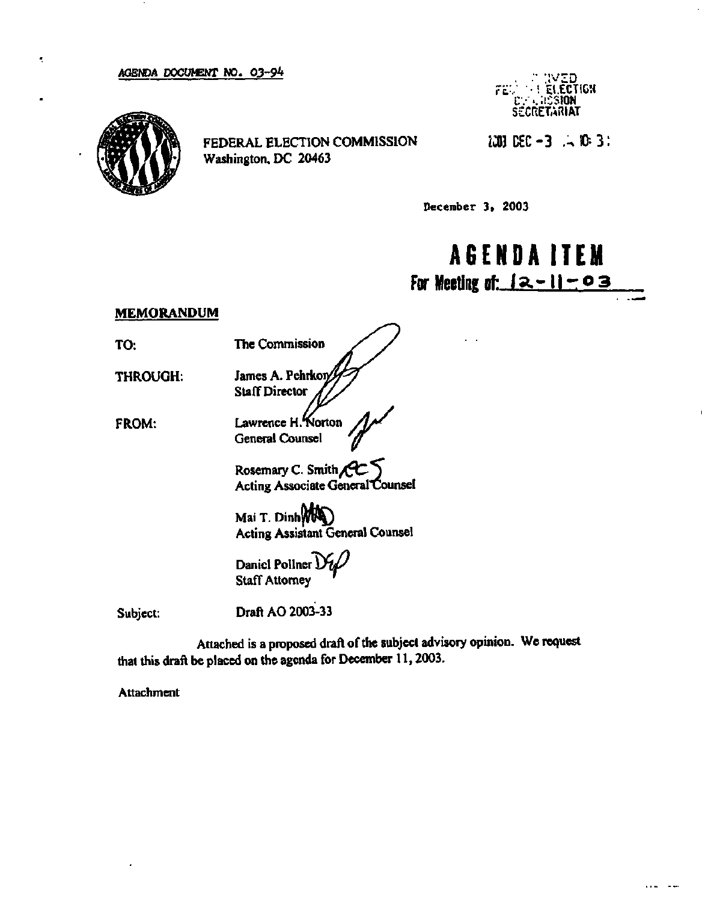AGENDA DOCUMENT NO. 03-94

FEDERAL ELECTION COMMISSION
Washington, DC 20463

RECEIVED
FEDERAL ELECTION COMMISSION
SECRETARIAT

2003 DEC -3 A 10:31

December 3, 2003

# AGENDA ITEM

**For Meeting of: 12-11-03**

## MEMORANDUM

TO: The Commission

THROUGH: James A. Pehrkon
Staff Director

FROM: Lawrence H. Norton
General Counsel

Rosemary C. Smith
Acting Associate General Counsel

Mai T. Dinh
Acting Assistant General Counsel

Daniel Pollner
Staff Attorney

Subject: Draft AO 2003-33

Attached is a proposed draft of the subject advisory opinion. We request that this draft be placed on the agenda for December 11, 2003.

Attachment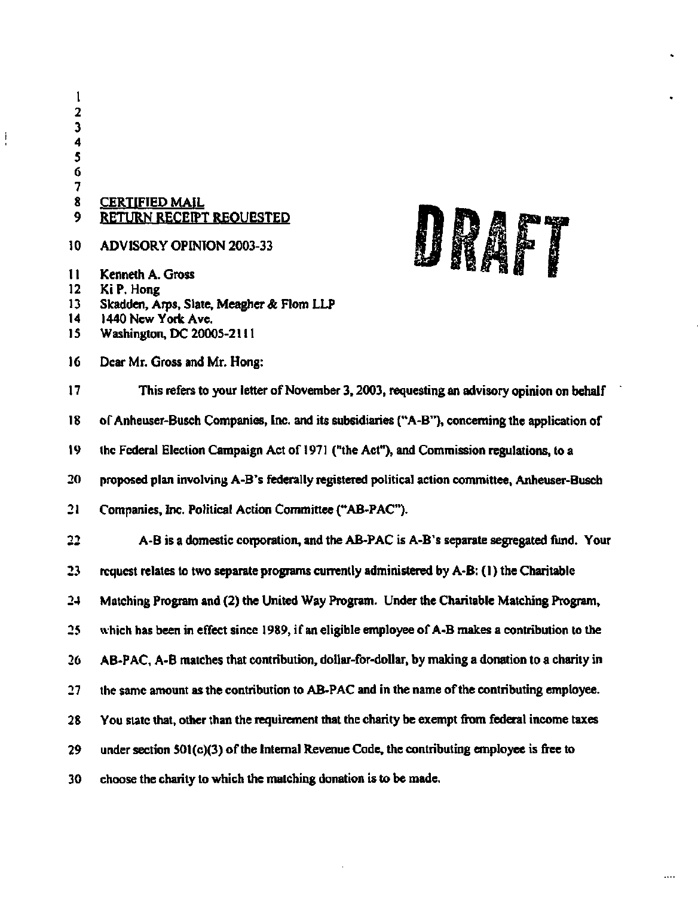CERTIFIED MAIL
RETURN RECEIPT REQUESTED

DRAFT

ADVISORY OPINION 2003-33

Kenneth A. Gross
Ki P. Hong
Skadden, Arps, Slate, Meagher & Flom LLP
1440 New York Ave.
Washington, DC 20005-2111

Dear Mr. Gross and Mr. Hong:

This refers to your letter of November 3, 2003, requesting an advisory opinion on behalf of Anheuser-Busch Companies, Inc. and its subsidiaries ("A-B"), concerning the application of the Federal Election Campaign Act of 1971 ("the Act"), and Commission regulations, to a proposed plan involving A-B's federally registered political action committee, Anheuser-Busch Companies, Inc. Political Action Committee ("AB-PAC").

A-B is a domestic corporation, and the AB-PAC is A-B's separate segregated fund. Your request relates to two separate programs currently administered by A-B: (1) the Charitable Matching Program and (2) the United Way Program. Under the Charitable Matching Program, which has been in effect since 1989, if an eligible employee of A-B makes a contribution to the AB-PAC, A-B matches that contribution, dollar-for-dollar, by making a donation to a charity in the same amount as the contribution to AB-PAC and in the name of the contributing employee. You state that, other than the requirement that the charity be exempt from federal income taxes under section 501(c)(3) of the Internal Revenue Code, the contributing employee is free to choose the charity to which the matching donation is to be made.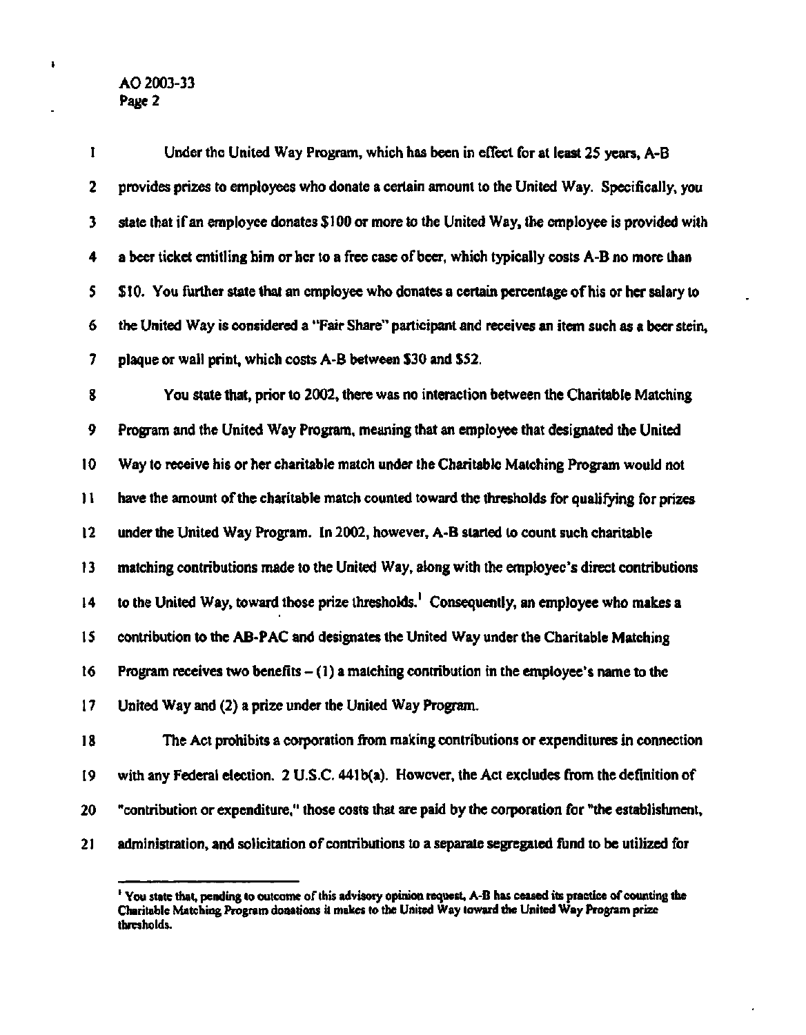Under the United Way Program, which has been in effect for at least 25 years, A-B provides prizes to employees who donate a certain amount to the United Way. Specifically, you state that if an employee donates $100 or more to the United Way, the employee is provided with a beer ticket entitling him or her to a free case of beer, which typically costs A-B no more than $10. You further state that an employee who donates a certain percentage of his or her salary to the United Way is considered a "Fair Share" participant and receives an item such as a beer stein, plaque or wall print, which costs A-B between $30 and $52.

You state that, prior to 2002, there was no interaction between the Charitable Matching Program and the United Way Program, meaning that an employee that designated the United Way to receive his or her charitable match under the Charitable Matching Program would not have the amount of the charitable match counted toward the thresholds for qualifying for prizes under the United Way Program. In 2002, however, A-B started to count such charitable matching contributions made to the United Way, along with the employee's direct contributions to the United Way, toward those prize thresholds.[1] Consequently, an employee who makes a contribution to the AB-PAC and designates the United Way under the Charitable Matching Program receives two benefits – (1) a matching contribution in the employee's name to the United Way and (2) a prize under the United Way Program.

The Act prohibits a corporation from making contributions or expenditures in connection with any Federal election. 2 U.S.C. 441b(a). However, the Act excludes from the definition of "contribution or expenditure," those costs that are paid by the corporation for "the establishment, administration, and solicitation of contributions to a separate segregated fund to be utilized for

---

[1] You state that, pending to outcome of this advisory opinion request, A-B has ceased its practice of counting the Charitable Matching Program donations it makes to the United Way toward the United Way Program prize thresholds.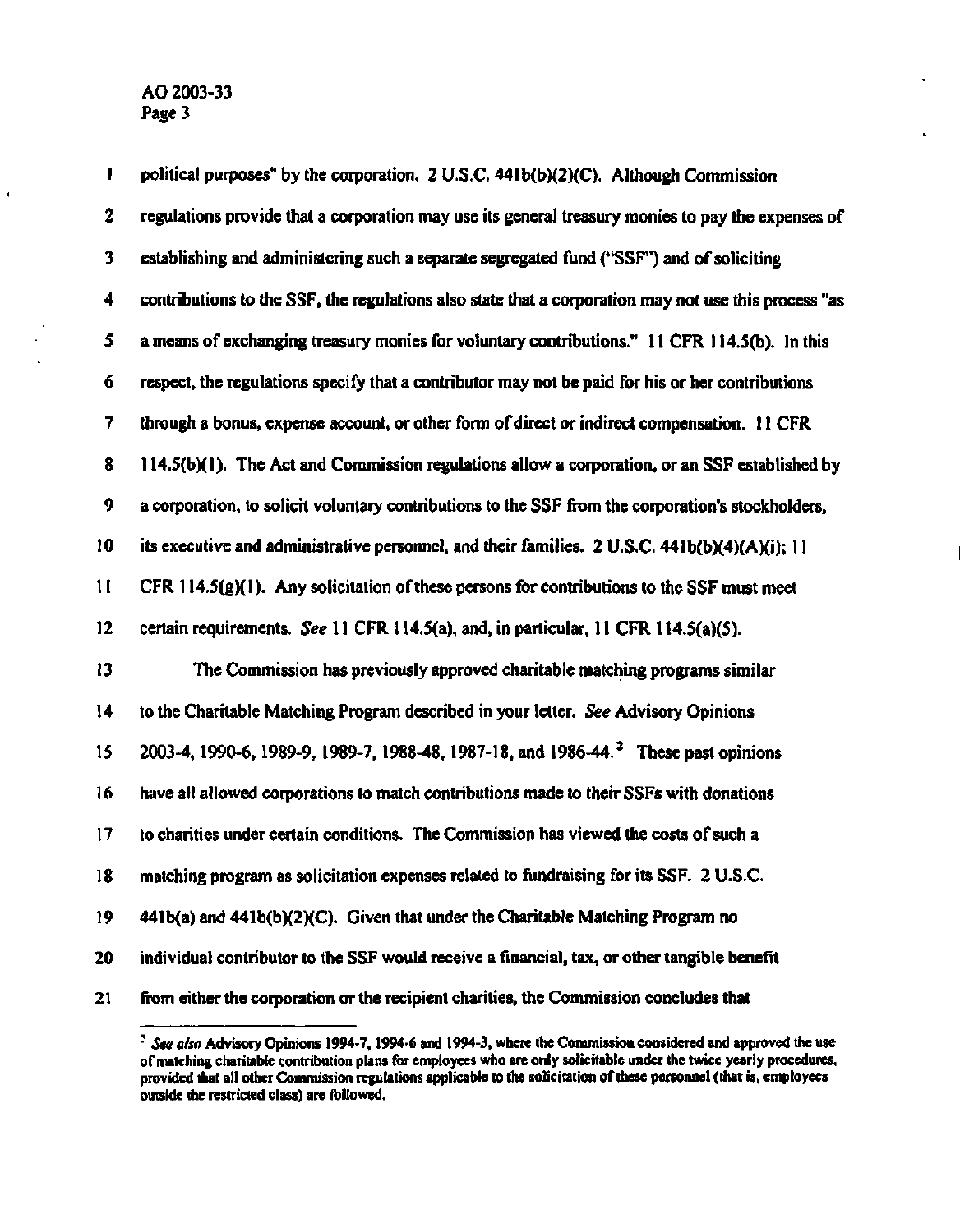political purposes" by the corporation. 2 U.S.C. 441b(b)(2)(C). Although Commission regulations provide that a corporation may use its general treasury monies to pay the expenses of establishing and administering such a separate segregated fund ("SSF") and of soliciting contributions to the SSF, the regulations also state that a corporation may not use this process "as a means of exchanging treasury monies for voluntary contributions." 11 CFR 114.5(b). In this respect, the regulations specify that a contributor may not be paid for his or her contributions through a bonus, expense account, or other form of direct or indirect compensation. 11 CFR 114.5(b)(1). The Act and Commission regulations allow a corporation, or an SSF established by a corporation, to solicit voluntary contributions to the SSF from the corporation's stockholders, its executive and administrative personnel, and their families. 2 U.S.C. 441b(b)(4)(A)(i); 11 CFR 114.5(g)(1). Any solicitation of these persons for contributions to the SSF must meet certain requirements. *See* 11 CFR 114.5(a), and, in particular, 11 CFR 114.5(a)(5).

The Commission has previously approved charitable matching programs similar to the Charitable Matching Program described in your letter. *See* Advisory Opinions 2003-4, 1990-6, 1989-9, 1989-7, 1988-48, 1987-18, and 1986-44.[2] These past opinions have all allowed corporations to match contributions made to their SSFs with donations to charities under certain conditions. The Commission has viewed the costs of such a matching program as solicitation expenses related to fundraising for its SSF. 2 U.S.C. 441b(a) and 441b(b)(2)(C). Given that under the Charitable Matching Program no individual contributor to the SSF would receive a financial, tax, or other tangible benefit from either the corporation or the recipient charities, the Commission concludes that

---

[2] *See also* Advisory Opinions 1994-7, 1994-6 and 1994-3, where the Commission considered and approved the use of matching charitable contribution plans for employees who are only solicitable under the twice yearly procedures, provided that all other Commission regulations applicable to the solicitation of these personnel (that is, employees outside the restricted class) are followed.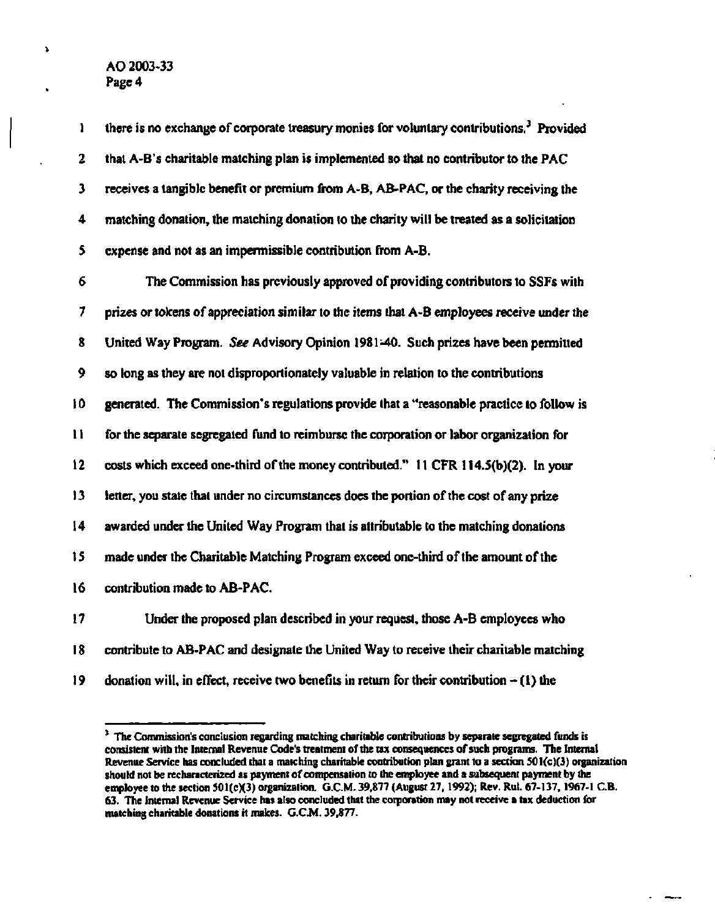there is no exchange of corporate treasury monies for voluntary contributions.[3] Provided that A-B's charitable matching plan is implemented so that no contributor to the PAC receives a tangible benefit or premium from A-B, AB-PAC, or the charity receiving the matching donation, the matching donation to the charity will be treated as a solicitation expense and not as an impermissible contribution from A-B.

The Commission has previously approved of providing contributors to SSFs with prizes or tokens of appreciation similar to the items that A-B employees receive under the United Way Program. *See* Advisory Opinion 1981-40. Such prizes have been permitted so long as they are not disproportionately valuable in relation to the contributions generated. The Commission's regulations provide that a "reasonable practice to follow is for the separate segregated fund to reimburse the corporation or labor organization for costs which exceed one-third of the money contributed." 11 CFR 114.5(b)(2). In your letter, you state that under no circumstances does the portion of the cost of any prize awarded under the United Way Program that is attributable to the matching donations made under the Charitable Matching Program exceed one-third of the amount of the contribution made to AB-PAC.

Under the proposed plan described in your request, those A-B employees who contribute to AB-PAC and designate the United Way to receive their charitable matching donation will, in effect, receive two benefits in return for their contribution – (1) the

---

[3] The Commission's conclusion regarding matching charitable contributions by separate segregated funds is consistent with the Internal Revenue Code's treatment of the tax consequences of such programs. The Internal Revenue Service has concluded that a matching charitable contribution plan grant to a section 501(c)(3) organization should not be recharacterized as payment of compensation to the employee and a subsequent payment by the employee to the section 501(c)(3) organization. G.C.M. 39,877 (August 27, 1992); Rev. Rul. 67-137, 1967-1 C.B. 63. The Internal Revenue Service has also concluded that the corporation may not receive a tax deduction for matching charitable donations it makes. G.C.M. 39,877.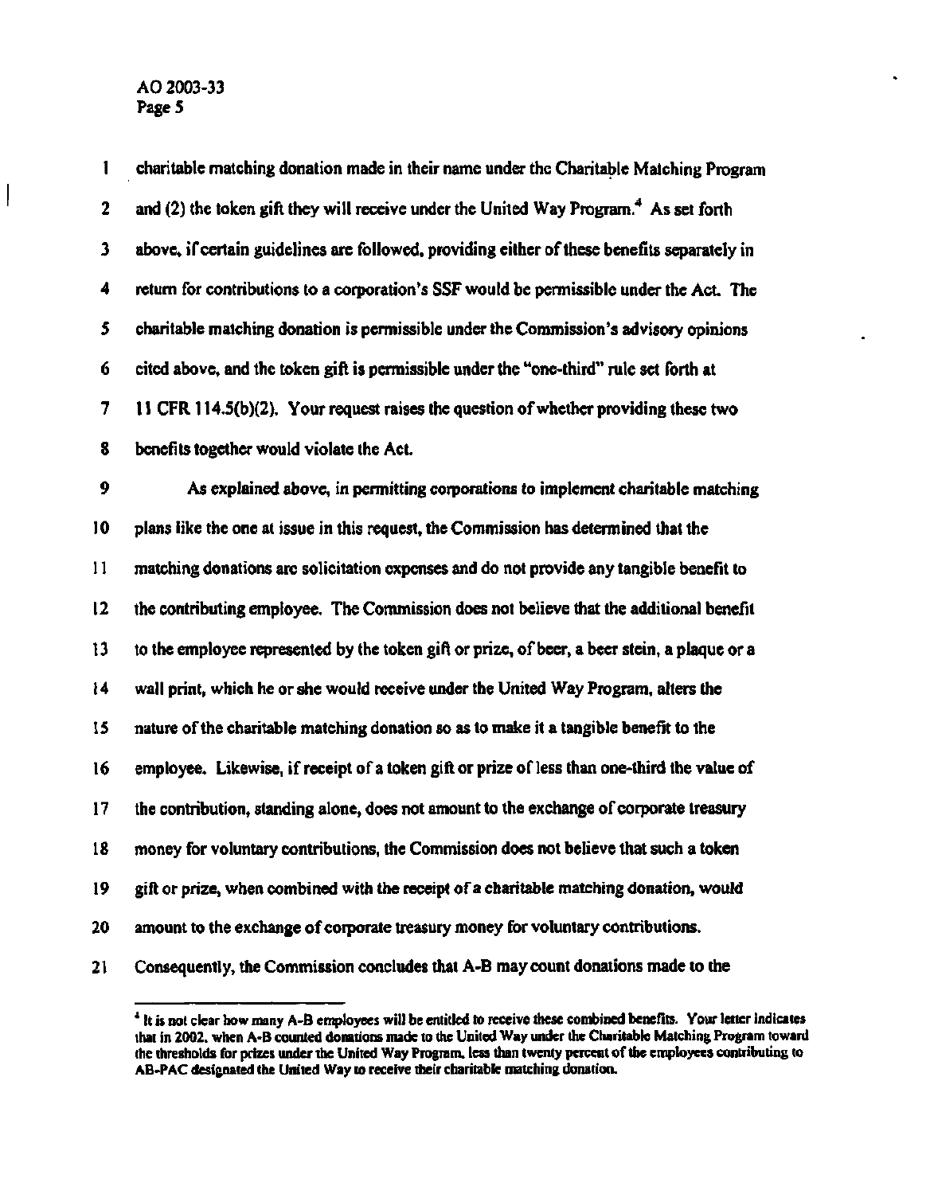charitable matching donation made in their name under the Charitable Matching Program and (2) the token gift they will receive under the United Way Program.[4] As set forth above, if certain guidelines are followed, providing either of these benefits separately in return for contributions to a corporation's SSF would be permissible under the Act. The charitable matching donation is permissible under the Commission's advisory opinions cited above, and the token gift is permissible under the "one-third" rule set forth at 11 CFR 114.5(b)(2). Your request raises the question of whether providing these two benefits together would violate the Act.

As explained above, in permitting corporations to implement charitable matching plans like the one at issue in this request, the Commission has determined that the matching donations are solicitation expenses and do not provide any tangible benefit to the contributing employee. The Commission does not believe that the additional benefit to the employee represented by the token gift or prize, of beer, a beer stein, a plaque or a wall print, which he or she would receive under the United Way Program, alters the nature of the charitable matching donation so as to make it a tangible benefit to the employee. Likewise, if receipt of a token gift or prize of less than one-third the value of the contribution, standing alone, does not amount to the exchange of corporate treasury money for voluntary contributions, the Commission does not believe that such a token gift or prize, when combined with the receipt of a charitable matching donation, would amount to the exchange of corporate treasury money for voluntary contributions. Consequently, the Commission concludes that A-B may count donations made to the

---

[4] It is not clear how many A-B employees will be entitled to receive these combined benefits. Your letter indicates that in 2002, when A-B counted donations made to the United Way under the Charitable Matching Program toward the thresholds for prizes under the United Way Program, less than twenty percent of the employees contributing to AB-PAC designated the United Way to receive their charitable matching donation.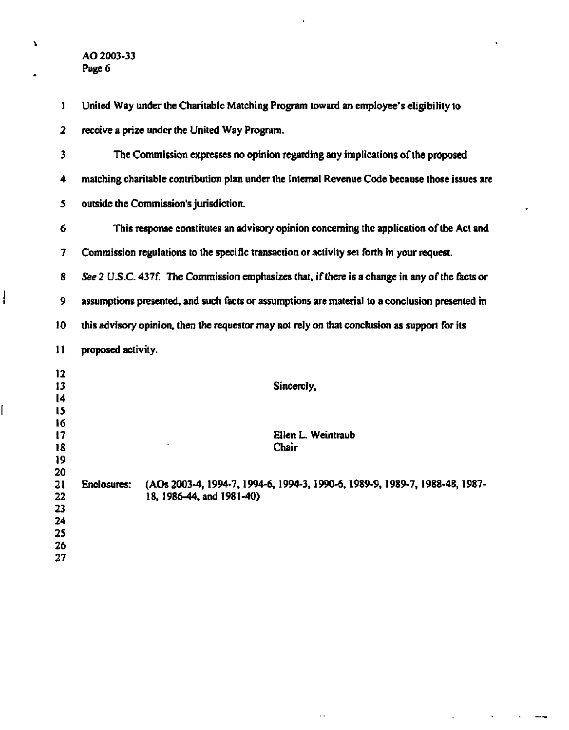United Way under the Charitable Matching Program toward an employee's eligibility to receive a prize under the United Way Program.

The Commission expresses no opinion regarding any implications of the proposed matching charitable contribution plan under the Internal Revenue Code because those issues are outside the Commission's jurisdiction.

This response constitutes an advisory opinion concerning the application of the Act and Commission regulations to the specific transaction or activity set forth in your request. *See* 2 U.S.C. 437f. The Commission emphasizes that, if there is a change in any of the facts or assumptions presented, and such facts or assumptions are material to a conclusion presented in this advisory opinion, then the requestor may not rely on that conclusion as support for its proposed activity.

Sincerely,

Ellen L. Weintraub
Chair

Enclosures: (AOs 2003-4, 1994-7, 1994-6, 1994-3, 1990-6, 1989-9, 1989-7, 1988-48, 1987-18, 1986-44, and 1981-40)